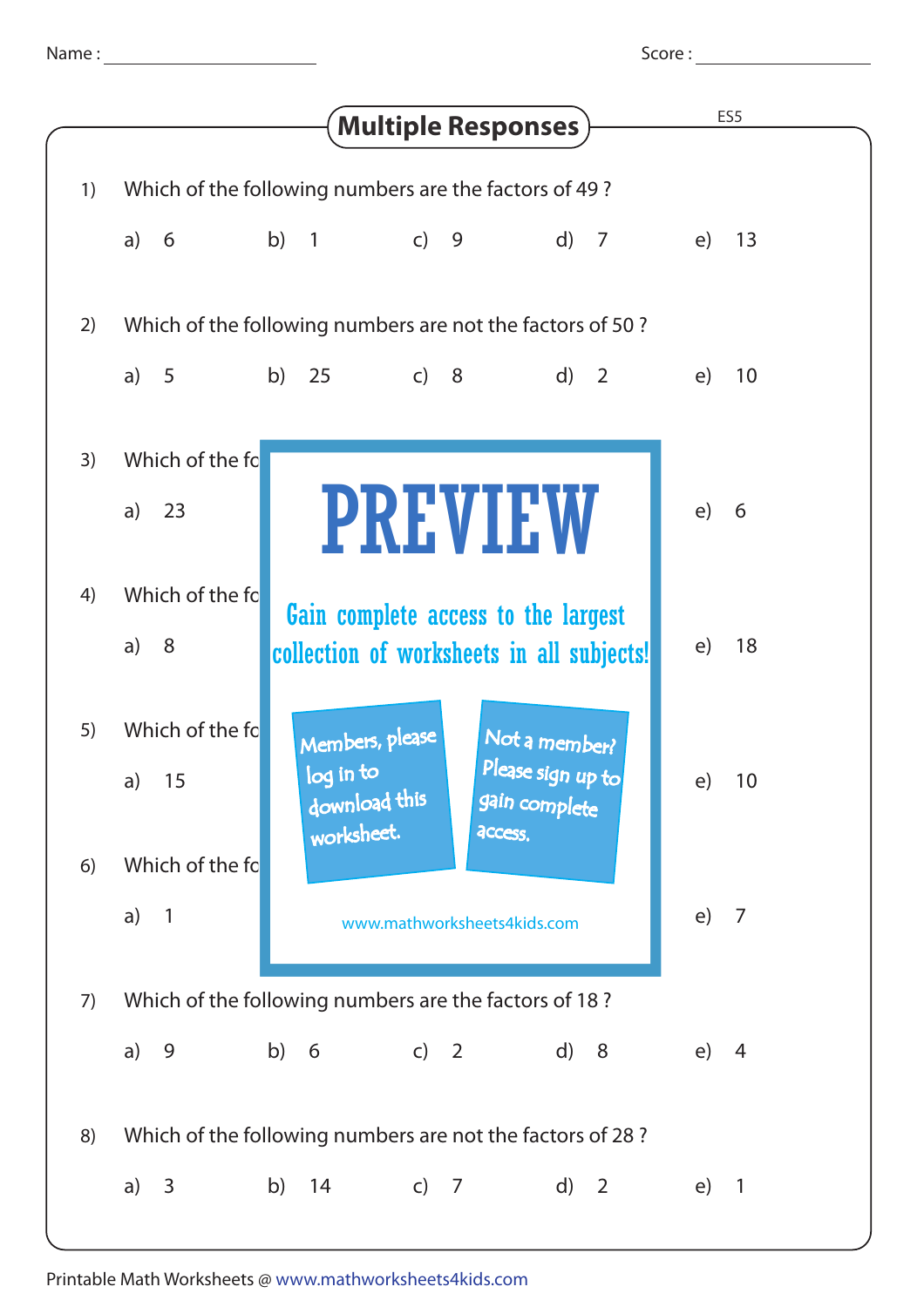Name : ______________________ Score : ________________

# Multiple Responses

ES5

1) Which of the following numbers are the factors of 49 ?

a) 6 b) 1 c) 9 d) 7 e) 13

2) Which of the following numbers are not the factors of 50 ?

a) 5 b) 25 c) 8 d) 2 e) 10

3) Which of the fo

a) 23 e) 6

4) Which of the fo

a) 8 e) 18

5) Which of the fo

a) 15 e) 10

6) Which of the fo

a) 1 e) 7

PREVIEW

Gain complete access to the largest collection of worksheets in all subjects!

Members, please log in to download this worksheet.

Not a member? Please sign up to gain complete access.

www.mathworksheets4kids.com

7) Which of the following numbers are the factors of 18 ?

a) 9 b) 6 c) 2 d) 8 e) 4

8) Which of the following numbers are not the factors of 28 ?

a) 3 b) 14 c) 7 d) 2 e) 1

Printable Math Worksheets @ www.mathworksheets4kids.com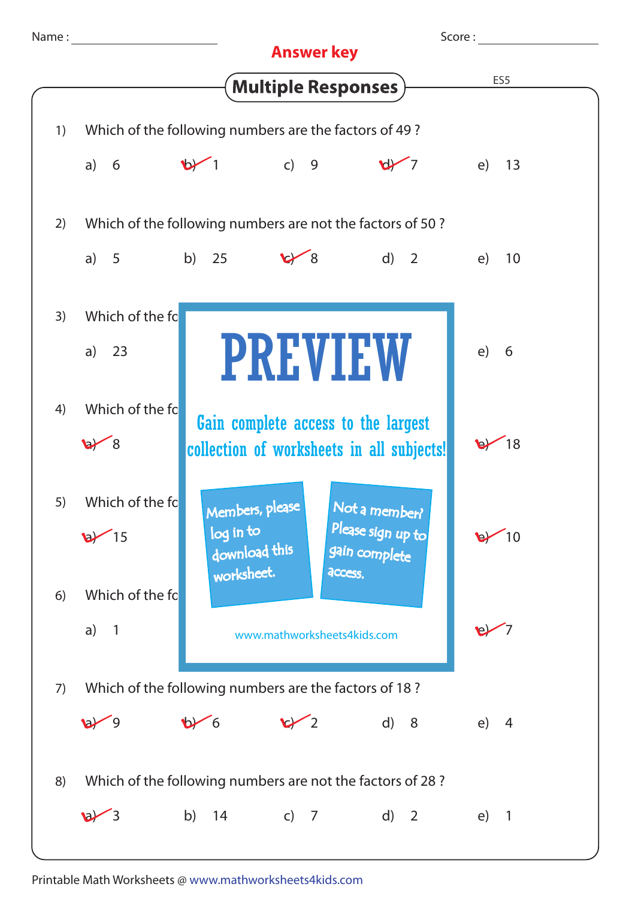Name : ____________________ Score : ____________________

**Answer key**

## Multiple Responses

ES5

1) Which of the following numbers are the factors of 49 ?

a) 6   b) 1 ✓   c) 9   d) 7 ✓   e) 13

2) Which of the following numbers are not the factors of 50 ?

a) 5   b) 25   c) 8 ✓   d) 2   e) 10

3) Which of the fo

a) 23   e) 6

4) Which of the fo

a) 8 ✓   e) 18 ✓

5) Which of the fo

a) 15 ✓   e) 10 ✓

6) Which of the fo

a) 1   e) 7 ✓

**PREVIEW**

Gain complete access to the largest collection of worksheets in all subjects!

Members, please log in to download this worksheet.

Not a member? Please sign up to gain complete access.

www.mathworksheets4kids.com

7) Which of the following numbers are the factors of 18 ?

a) 9 ✓   b) 6 ✓   c) 2 ✓   d) 8   e) 4

8) Which of the following numbers are not the factors of 28 ?

a) 3 ✓   b) 14   c) 7   d) 2   e) 1

Printable Math Worksheets @ www.mathworksheets4kids.com